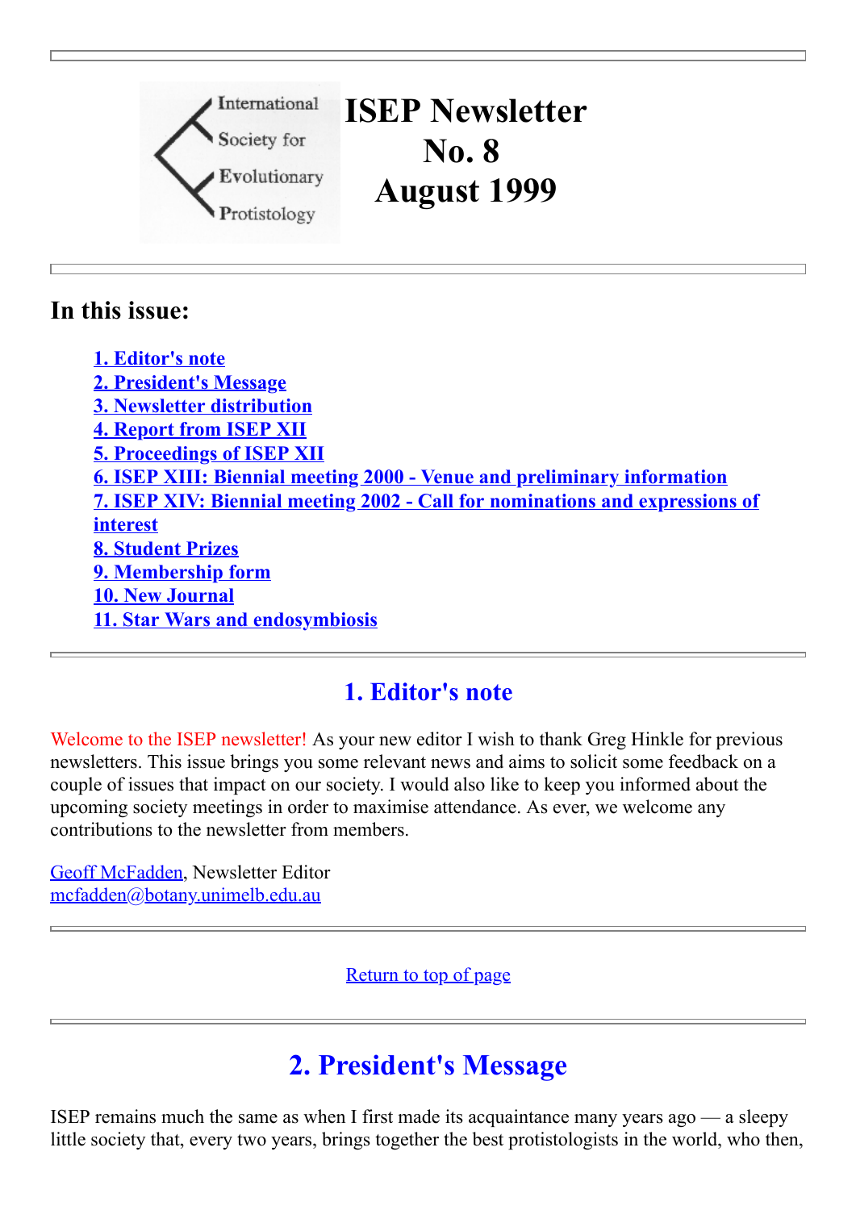International Society for Evolutionary Protistology

# ISEP Newsletter No. 8 August 1999

## In this issue:

- 1. Editor's note
- 2. President's Message
- 3. Newsletter distribution
- 4. Report from ISEP XII
- 5. Proceedings of ISEP XII
- 6. ISEP XIII: Biennial meeting 2000 - Venue and preliminary information
- 7. ISEP XIV: Biennial meeting 2002 - Call for nominations and expressions of interest
- 8. Student Prizes
- 9. Membership form
- 10. New Journal
- 11. Star Wars and endosymbiosis

## 1. Editor's note

Welcome to the ISEP newsletter! As your new editor I wish to thank Greg Hinkle for previous newsletters. This issue brings you some relevant news and aims to solicit some feedback on a couple of issues that impact on our society. I would also like to keep you informed about the upcoming society meetings in order to maximise attendance. As ever, we welcome any contributions to the newsletter from members.

Geoff McFadden, Newsletter Editor
mcfadden@botany.unimelb.edu.au

Return to top of page

## 2. President's Message

ISEP remains much the same as when I first made its acquaintance many years ago — a sleepy little society that, every two years, brings together the best protistologists in the world, who then,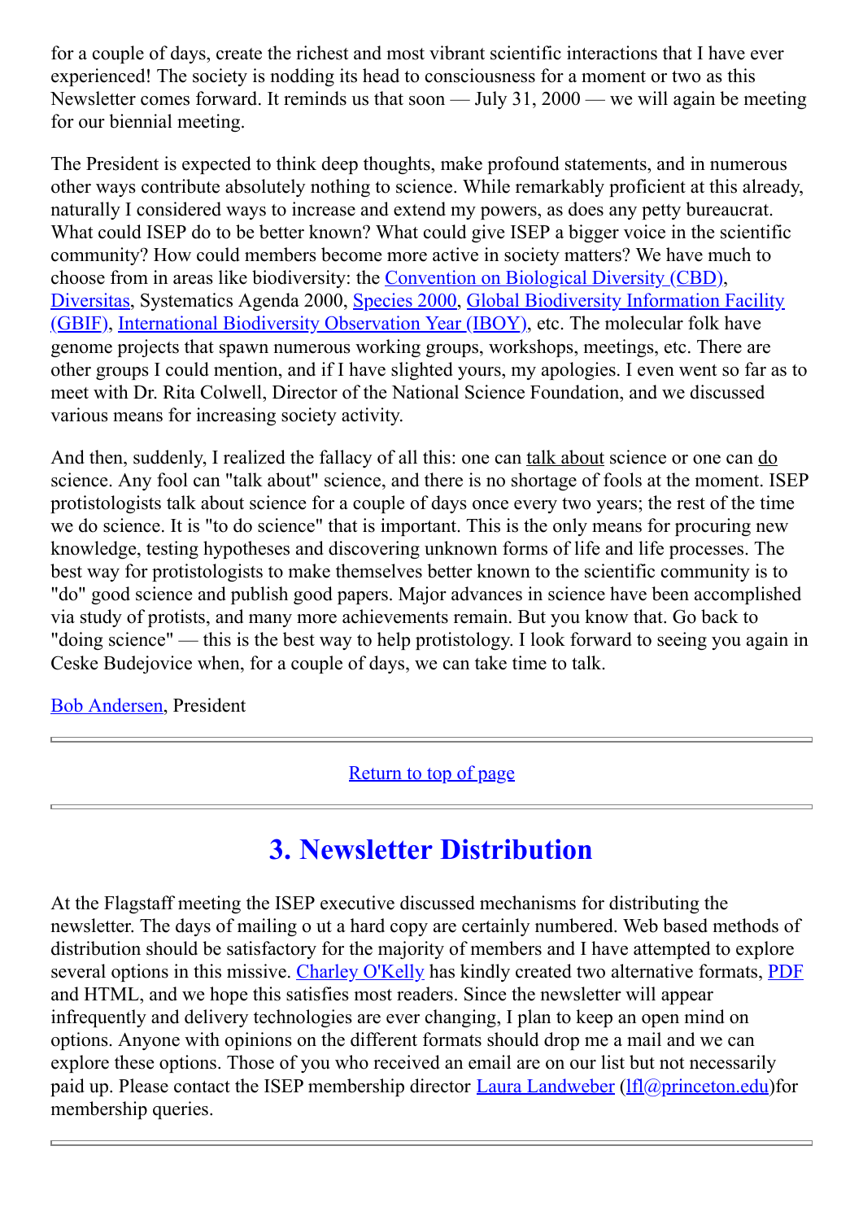for a couple of days, create the richest and most vibrant scientific interactions that I have ever experienced! The society is nodding its head to consciousness for a moment or two as this Newsletter comes forward. It reminds us that soon — July 31, 2000 — we will again be meeting for our biennial meeting.

The President is expected to think deep thoughts, make profound statements, and in numerous other ways contribute absolutely nothing to science. While remarkably proficient at this already, naturally I considered ways to increase and extend my powers, as does any petty bureaucrat. What could ISEP do to be better known? What could give ISEP a bigger voice in the scientific community? How could members become more active in society matters? We have much to choose from in areas like biodiversity: the Convention on Biological Diversity (CBD), Diversitas, Systematics Agenda 2000, Species 2000, Global Biodiversity Information Facility (GBIF), International Biodiversity Observation Year (IBOY), etc. The molecular folk have genome projects that spawn numerous working groups, workshops, meetings, etc. There are other groups I could mention, and if I have slighted yours, my apologies. I even went so far as to meet with Dr. Rita Colwell, Director of the National Science Foundation, and we discussed various means for increasing society activity.

And then, suddenly, I realized the fallacy of all this: one can talk about science or one can do science. Any fool can "talk about" science, and there is no shortage of fools at the moment. ISEP protistologists talk about science for a couple of days once every two years; the rest of the time we do science. It is "to do science" that is important. This is the only means for procuring new knowledge, testing hypotheses and discovering unknown forms of life and life processes. The best way for protistologists to make themselves better known to the scientific community is to "do" good science and publish good papers. Major advances in science have been accomplished via study of protists, and many more achievements remain. But you know that. Go back to "doing science" — this is the best way to help protistology. I look forward to seeing you again in Ceske Budejovice when, for a couple of days, we can take time to talk.

Bob Andersen, President

---

Return to top of page

---

## 3. Newsletter Distribution

At the Flagstaff meeting the ISEP executive discussed mechanisms for distributing the newsletter. The days of mailing o ut a hard copy are certainly numbered. Web based methods of distribution should be satisfactory for the majority of members and I have attempted to explore several options in this missive. Charley O'Kelly has kindly created two alternative formats, PDF and HTML, and we hope this satisfies most readers. Since the newsletter will appear infrequently and delivery technologies are ever changing, I plan to keep an open mind on options. Anyone with opinions on the different formats should drop me a mail and we can explore these options. Those of you who received an email are on our list but not necessarily paid up. Please contact the ISEP membership director Laura Landweber (lfl@princeton.edu)for membership queries.

---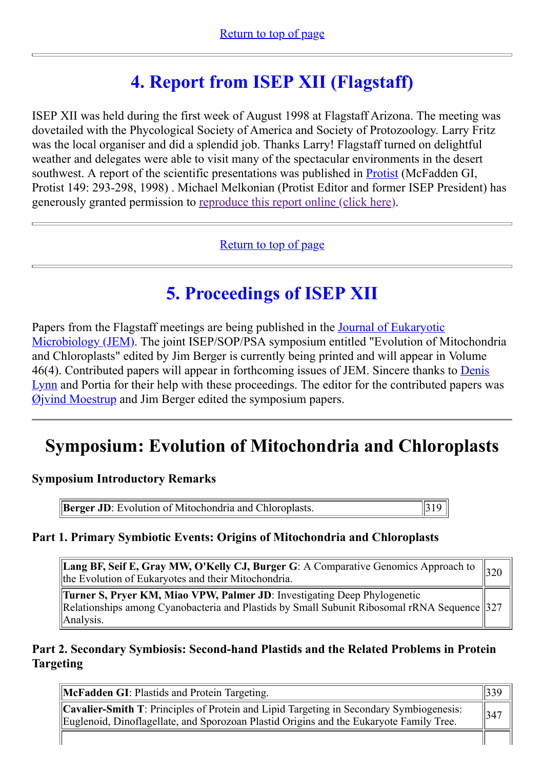Return to top of page

## 4. Report from ISEP XII (Flagstaff)

ISEP XII was held during the first week of August 1998 at Flagstaff Arizona. The meeting was dovetailed with the Phycological Society of America and Society of Protozoology. Larry Fritz was the local organiser and did a splendid job. Thanks Larry! Flagstaff turned on delightful weather and delegates were able to visit many of the spectacular environments in the desert southwest. A report of the scientific presentations was published in Protist (McFadden GI, Protist 149: 293-298, 1998) . Michael Melkonian (Protist Editor and former ISEP President) has generously granted permission to reproduce this report online (click here).

Return to top of page

## 5. Proceedings of ISEP XII

Papers from the Flagstaff meetings are being published in the Journal of Eukaryotic Microbiology (JEM). The joint ISEP/SOP/PSA symposium entitled "Evolution of Mitochondria and Chloroplasts" edited by Jim Berger is currently being printed and will appear in Volume 46(4). Contributed papers will appear in forthcoming issues of JEM. Sincere thanks to Denis Lynn and Portia for their help with these proceedings. The editor for the contributed papers was Øjvind Moestrup and Jim Berger edited the symposium papers.

# Symposium: Evolution of Mitochondria and Chloroplasts

### Symposium Introductory Remarks

| | |
|---|---|
| **Berger JD**: Evolution of Mitochondria and Chloroplasts. | 319 |

### Part 1. Primary Symbiotic Events: Origins of Mitochondria and Chloroplasts

| | |
|---|---|
| **Lang BF, Seif E, Gray MW, O'Kelly CJ, Burger G**: A Comparative Genomics Approach to the Evolution of Eukaryotes and their Mitochondria. | 320 |
| **Turner S, Pryer KM, Miao VPW, Palmer JD**: Investigating Deep Phylogenetic Relationships among Cyanobacteria and Plastids by Small Subunit Ribosomal rRNA Sequence Analysis. | 327 |

### Part 2. Secondary Symbiosis: Second-hand Plastids and the Related Problems in Protein Targeting

| | |
|---|---|
| **McFadden GI**: Plastids and Protein Targeting. | 339 |
| **Cavalier-Smith T**: Principles of Protein and Lipid Targeting in Secondary Symbiogenesis: Euglenoid, Dinoflagellate, and Sporozoan Plastid Origins and the Eukaryote Family Tree. | 347 |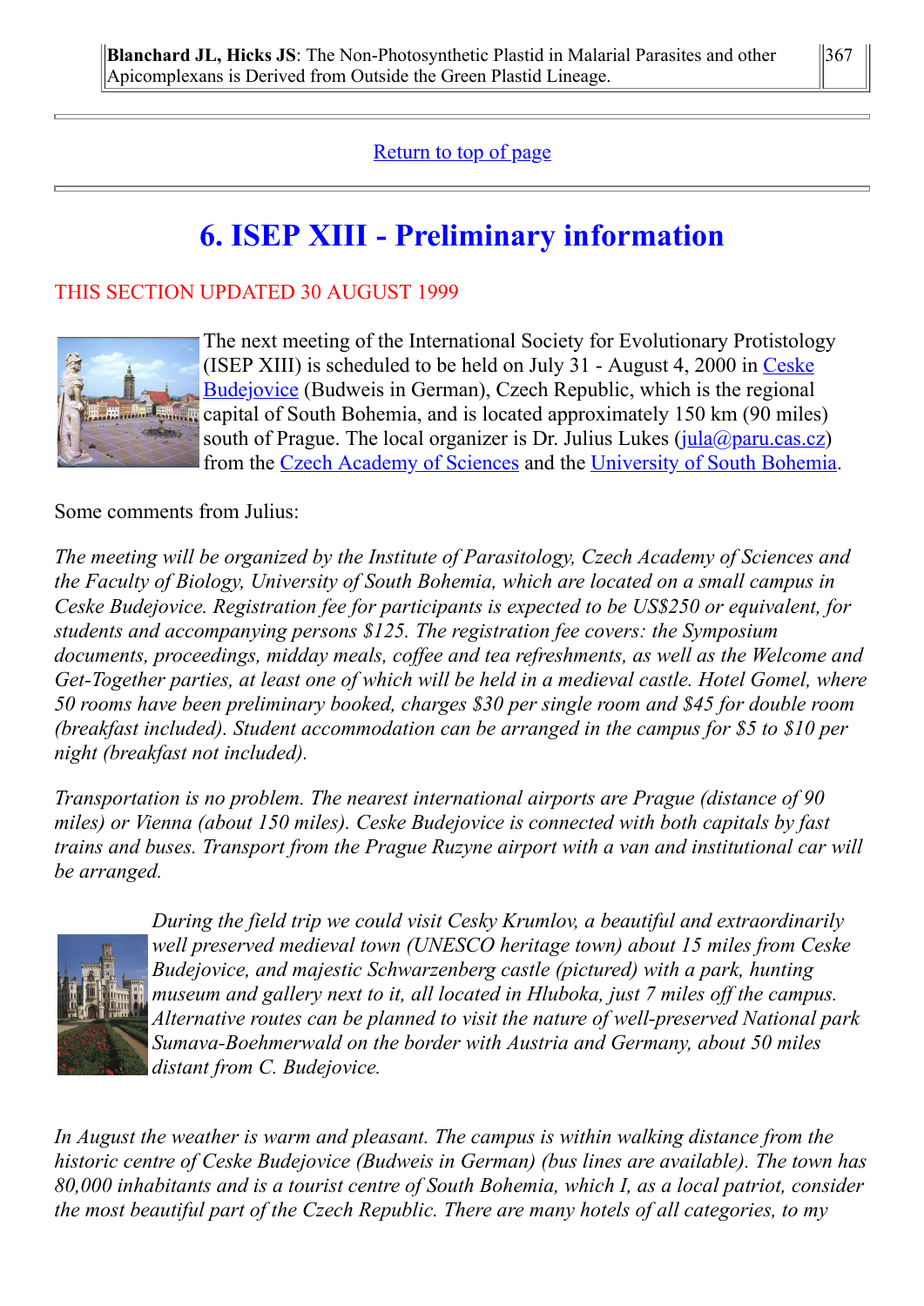Blanchard JL, Hicks JS: The Non-Photosynthetic Plastid in Malarial Parasites and other Apicomplexans is Derived from Outside the Green Plastid Lineage. 367

---

Return to top of page

---

# 6. ISEP XIII - Preliminary information

THIS SECTION UPDATED 30 AUGUST 1999

The next meeting of the International Society for Evolutionary Protistology (ISEP XIII) is scheduled to be held on July 31 - August 4, 2000 in Ceske Budejovice (Budweis in German), Czech Republic, which is the regional capital of South Bohemia, and is located approximately 150 km (90 miles) south of Prague. The local organizer is Dr. Julius Lukes (jula@paru.cas.cz) from the Czech Academy of Sciences and the University of South Bohemia.

Some comments from Julius:

*The meeting will be organized by the Institute of Parasitology, Czech Academy of Sciences and the Faculty of Biology, University of South Bohemia, which are located on a small campus in Ceske Budejovice. Registration fee for participants is expected to be US$250 or equivalent, for students and accompanying persons $125. The registration fee covers: the Symposium documents, proceedings, midday meals, coffee and tea refreshments, as well as the Welcome and Get-Together parties, at least one of which will be held in a medieval castle. Hotel Gomel, where 50 rooms have been preliminary booked, charges $30 per single room and $45 for double room (breakfast included). Student accommodation can be arranged in the campus for $5 to $10 per night (breakfast not included).*

*Transportation is no problem. The nearest international airports are Prague (distance of 90 miles) or Vienna (about 150 miles). Ceske Budejovice is connected with both capitals by fast trains and buses. Transport from the Prague Ruzyne airport with a van and institutional car will be arranged.*

*During the field trip we could visit Cesky Krumlov, a beautiful and extraordinarily well preserved medieval town (UNESCO heritage town) about 15 miles from Ceske Budejovice, and majestic Schwarzenberg castle (pictured) with a park, hunting museum and gallery next to it, all located in Hluboka, just 7 miles off the campus. Alternative routes can be planned to visit the nature of well-preserved National park Sumava-Boehmerwald on the border with Austria and Germany, about 50 miles distant from C. Budejovice.*

*In August the weather is warm and pleasant. The campus is within walking distance from the historic centre of Ceske Budejovice (Budweis in German) (bus lines are available). The town has 80,000 inhabitants and is a tourist centre of South Bohemia, which I, as a local patriot, consider the most beautiful part of the Czech Republic. There are many hotels of all categories, to my*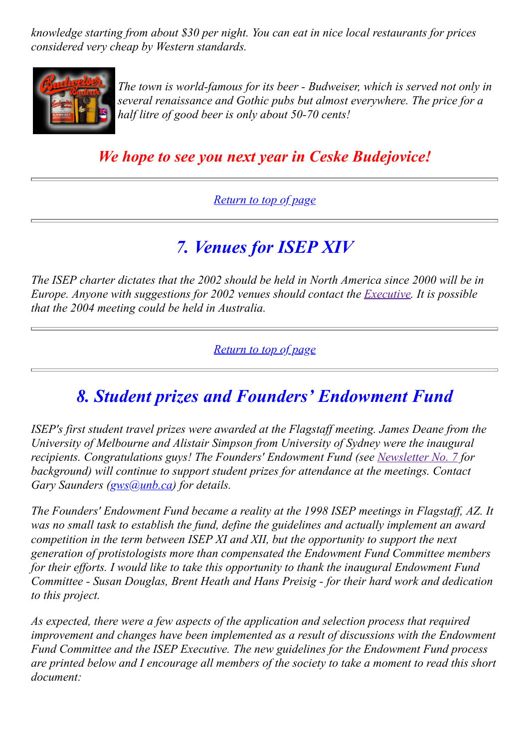*knowledge starting from about $30 per night. You can eat in nice local restaurants for prices considered very cheap by Western standards.*

*The town is world-famous for its beer - Budweiser, which is served not only in several renaissance and Gothic pubs but almost everywhere. The price for a half litre of good beer is only about 50-70 cents!*

### ***We hope to see you next year in Ceske Budejovice!***

---

[Return to top of page]()

---

## *7. Venues for ISEP XIV*

*The ISEP charter dictates that the 2002 should be held in North America since 2000 will be in Europe. Anyone with suggestions for 2002 venues should contact the [Executive](). It is possible that the 2004 meeting could be held in Australia.*

---

[Return to top of page]()

---

## *8. Student prizes and Founders' Endowment Fund*

*ISEP's first student travel prizes were awarded at the Flagstaff meeting. James Deane from the University of Melbourne and Alistair Simpson from University of Sydney were the inaugural recipients. Congratulations guys! The Founders' Endowment Fund (see [Newsletter No. 7]() for background) will continue to support student prizes for attendance at the meetings. Contact Gary Saunders ([gws@unb.ca]()) for details.*

*The Founders' Endowment Fund became a reality at the 1998 ISEP meetings in Flagstaff, AZ. It was no small task to establish the fund, define the guidelines and actually implement an award competition in the term between ISEP XI and XII, but the opportunity to support the next generation of protistologists more than compensated the Endowment Fund Committee members for their efforts. I would like to take this opportunity to thank the inaugural Endowment Fund Committee - Susan Douglas, Brent Heath and Hans Preisig - for their hard work and dedication to this project.*

*As expected, there were a few aspects of the application and selection process that required improvement and changes have been implemented as a result of discussions with the Endowment Fund Committee and the ISEP Executive. The new guidelines for the Endowment Fund process are printed below and I encourage all members of the society to take a moment to read this short document:*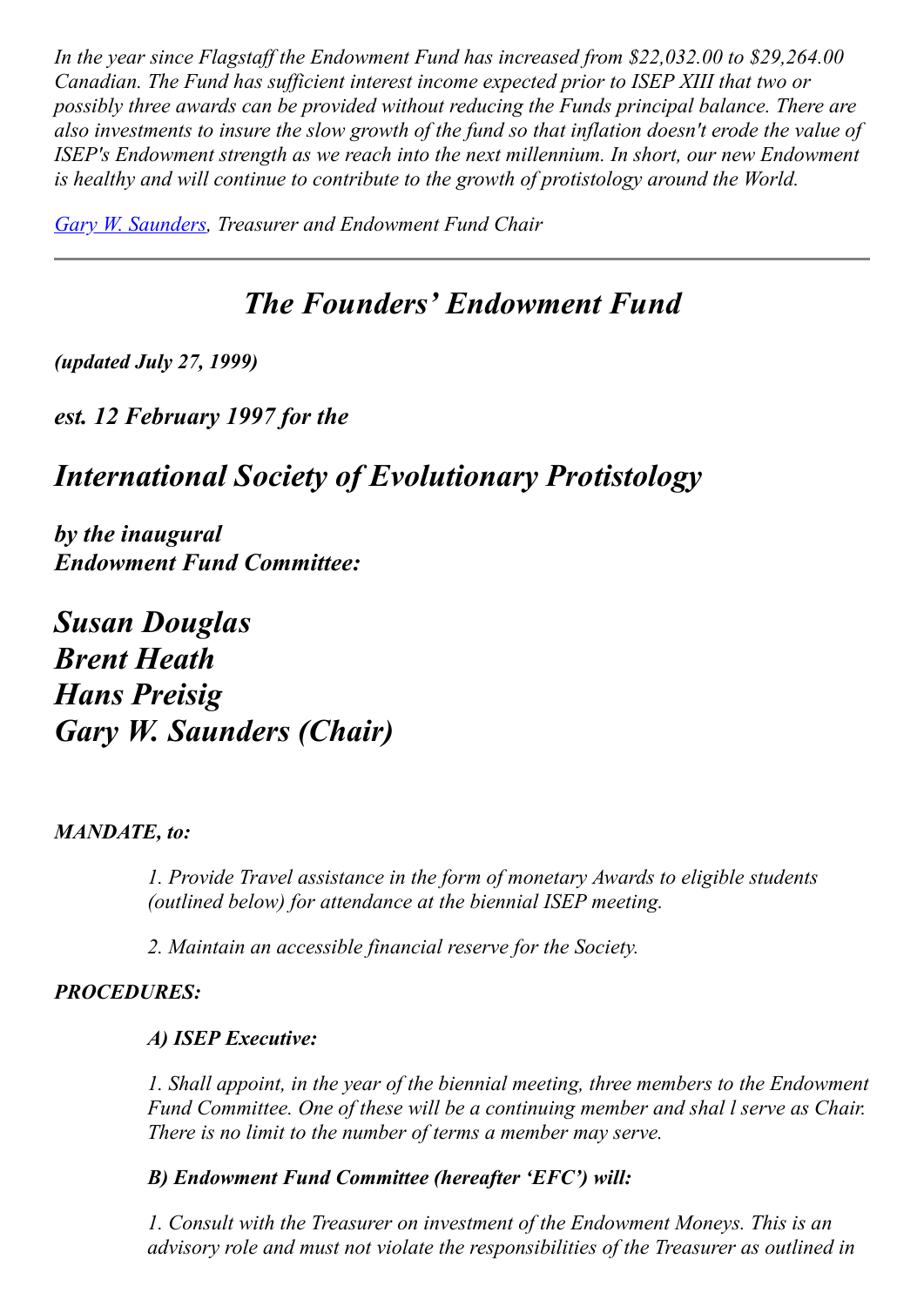*In the year since Flagstaff the Endowment Fund has increased from $22,032.00 to $29,264.00 Canadian. The Fund has sufficient interest income expected prior to ISEP XIII that two or possibly three awards can be provided without reducing the Funds principal balance. There are also investments to insure the slow growth of the fund so that inflation doesn't erode the value of ISEP's Endowment strength as we reach into the next millennium. In short, our new Endowment is healthy and will continue to contribute to the growth of protistology around the World.*

*Gary W. Saunders, Treasurer and Endowment Fund Chair*

---

# *The Founders' Endowment Fund*

***(updated July 27, 1999)***

***est. 12 February 1997 for the***

## *International Society of Evolutionary Protistology*

***by the inaugural***
***Endowment Fund Committee:***

***Susan Douglas***
***Brent Heath***
***Hans Preisig***
***Gary W. Saunders (Chair)***

***MANDATE, to:***

*1. Provide Travel assistance in the form of monetary Awards to eligible students (outlined below) for attendance at the biennial ISEP meeting.*

*2. Maintain an accessible financial reserve for the Society.*

***PROCEDURES:***

***A) ISEP Executive:***

*1. Shall appoint, in the year of the biennial meeting, three members to the Endowment Fund Committee. One of these will be a continuing member and shal l serve as Chair. There is no limit to the number of terms a member may serve.*

***B) Endowment Fund Committee (hereafter 'EFC') will:***

*1. Consult with the Treasurer on investment of the Endowment Moneys. This is an advisory role and must not violate the responsibilities of the Treasurer as outlined in*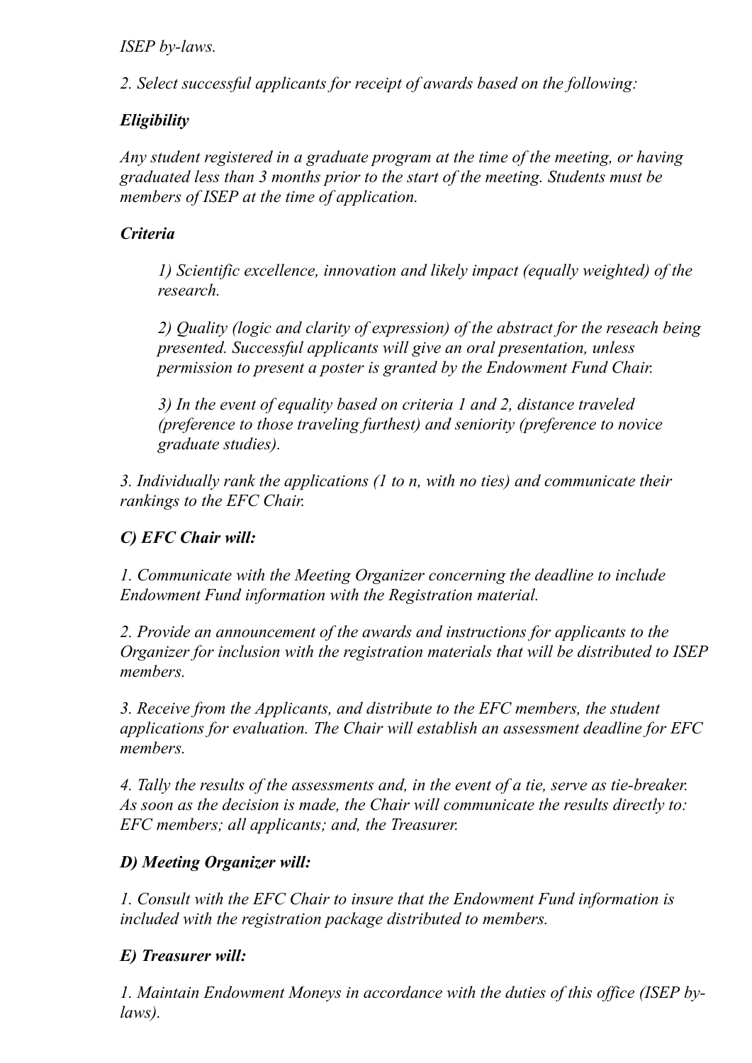*ISEP by-laws.*

*2. Select successful applicants for receipt of awards based on the following:*

***Eligibility***

*Any student registered in a graduate program at the time of the meeting, or having graduated less than 3 months prior to the start of the meeting. Students must be members of ISEP at the time of application.*

***Criteria***

> *1) Scientific excellence, innovation and likely impact (equally weighted) of the research.*
>
> *2) Quality (logic and clarity of expression) of the abstract for the reseach being presented. Successful applicants will give an oral presentation, unless permission to present a poster is granted by the Endowment Fund Chair.*
>
> *3) In the event of equality based on criteria 1 and 2, distance traveled (preference to those traveling furthest) and seniority (preference to novice graduate studies).*

*3. Individually rank the applications (1 to n, with no ties) and communicate their rankings to the EFC Chair.*

***C) EFC Chair will:***

*1. Communicate with the Meeting Organizer concerning the deadline to include Endowment Fund information with the Registration material.*

*2. Provide an announcement of the awards and instructions for applicants to the Organizer for inclusion with the registration materials that will be distributed to ISEP members.*

*3. Receive from the Applicants, and distribute to the EFC members, the student applications for evaluation. The Chair will establish an assessment deadline for EFC members.*

*4. Tally the results of the assessments and, in the event of a tie, serve as tie-breaker. As soon as the decision is made, the Chair will communicate the results directly to: EFC members; all applicants; and, the Treasurer.*

***D) Meeting Organizer will:***

*1. Consult with the EFC Chair to insure that the Endowment Fund information is included with the registration package distributed to members.*

***E) Treasurer will:***

*1. Maintain Endowment Moneys in accordance with the duties of this office (ISEP by-laws).*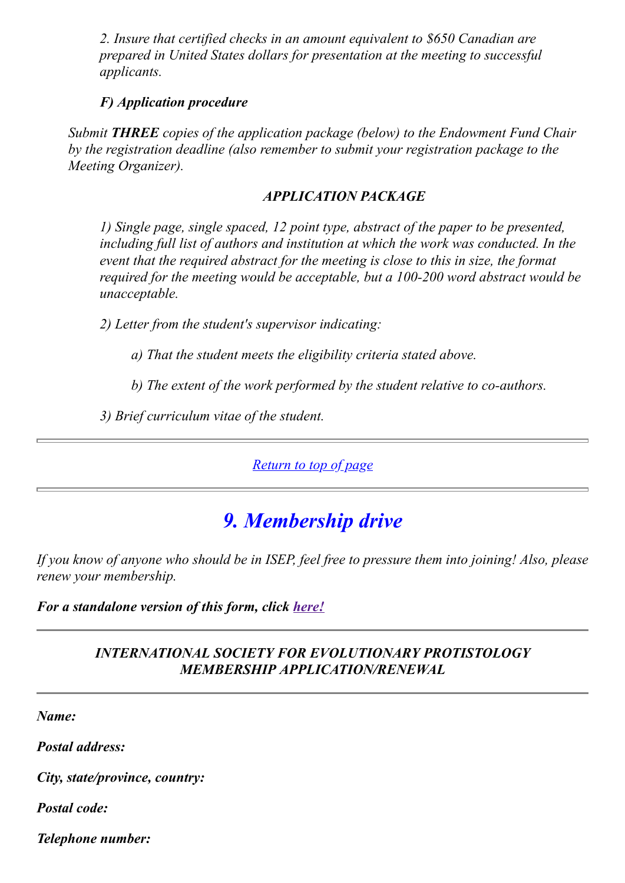*2. Insure that certified checks in an amount equivalent to $650 Canadian are prepared in United States dollars for presentation at the meeting to successful applicants.*

***F) Application procedure***

*Submit **THREE** copies of the application package (below) to the Endowment Fund Chair by the registration deadline (also remember to submit your registration package to the Meeting Organizer).*

***APPLICATION PACKAGE***

*1) Single page, single spaced, 12 point type, abstract of the paper to be presented, including full list of authors and institution at which the work was conducted. In the event that the required abstract for the meeting is close to this in size, the format required for the meeting would be acceptable, but a 100-200 word abstract would be unacceptable.*

*2) Letter from the student's supervisor indicating:*

*a) That the student meets the eligibility criteria stated above.*

*b) The extent of the work performed by the student relative to co-authors.*

*3) Brief curriculum vitae of the student.*

---

*Return to top of page*

---

## *9. Membership drive*

*If you know of anyone who should be in ISEP, feel free to pressure them into joining! Also, please renew your membership.*

***For a standalone version of this form, click here!***

---

***INTERNATIONAL SOCIETY FOR EVOLUTIONARY PROTISTOLOGY MEMBERSHIP APPLICATION/RENEWAL***

---

***Name:***

***Postal address:***

***City, state/province, country:***

***Postal code:***

***Telephone number:***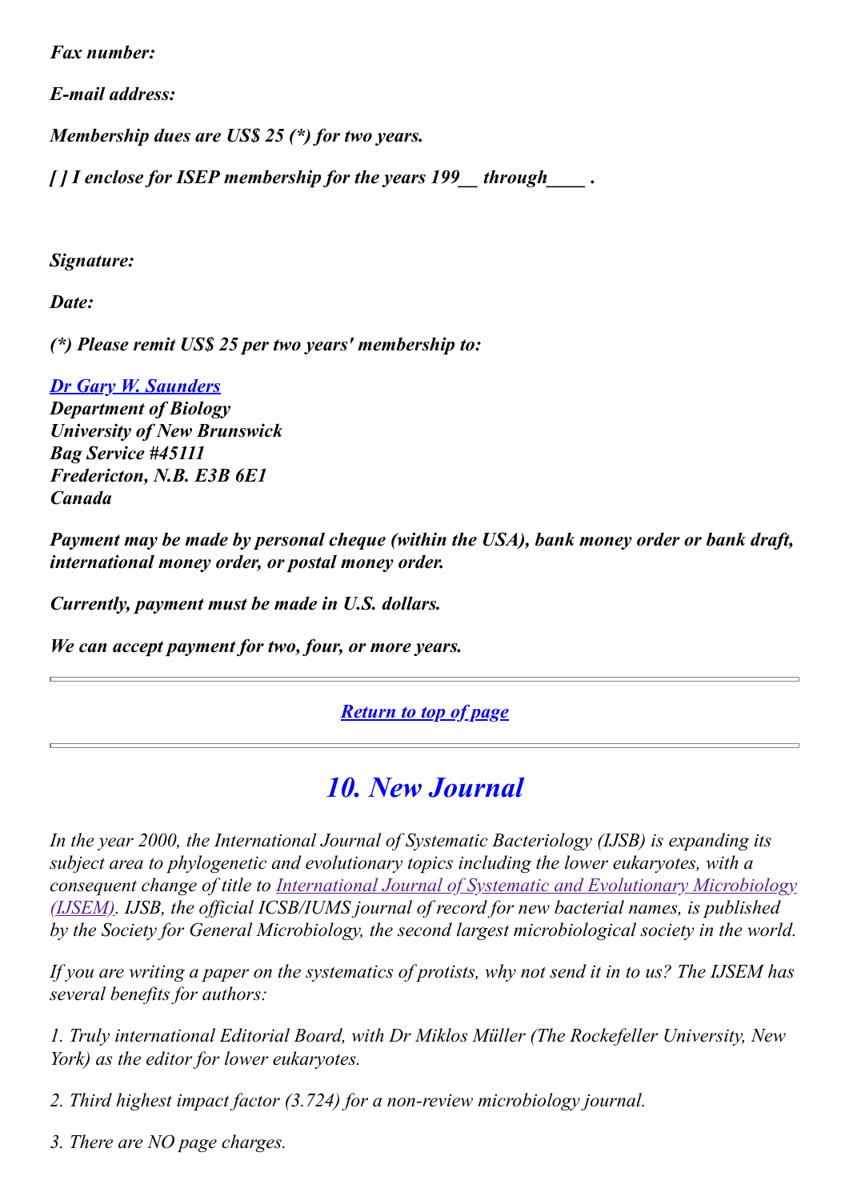***Fax number:***

***E-mail address:***

***Membership dues are US$ 25 (*) for two years.***

***[ ] I enclose for ISEP membership for the years 199__ through____ .***

***Signature:***

***Date:***

***(*) Please remit US$ 25 per two years' membership to:***

***Dr Gary W. Saunders***
***Department of Biology***
***University of New Brunswick***
***Bag Service #45111***
***Fredericton, N.B. E3B 6E1***
***Canada***

***Payment may be made by personal cheque (within the USA), bank money order or bank draft, international money order, or postal money order.***

***Currently, payment must be made in U.S. dollars.***

***We can accept payment for two, four, or more years.***

---

***Return to top of page***

---

## *10. New Journal*

*In the year 2000, the International Journal of Systematic Bacteriology (IJSB) is expanding its subject area to phylogenetic and evolutionary topics including the lower eukaryotes, with a consequent change of title to International Journal of Systematic and Evolutionary Microbiology (IJSEM). IJSB, the official ICSB/IUMS journal of record for new bacterial names, is published by the Society for General Microbiology, the second largest microbiological society in the world.*

*If you are writing a paper on the systematics of protists, why not send it in to us? The IJSEM has several benefits for authors:*

*1. Truly international Editorial Board, with Dr Miklos Müller (The Rockefeller University, New York) as the editor for lower eukaryotes.*

*2. Third highest impact factor (3.724) for a non-review microbiology journal.*

*3. There are NO page charges.*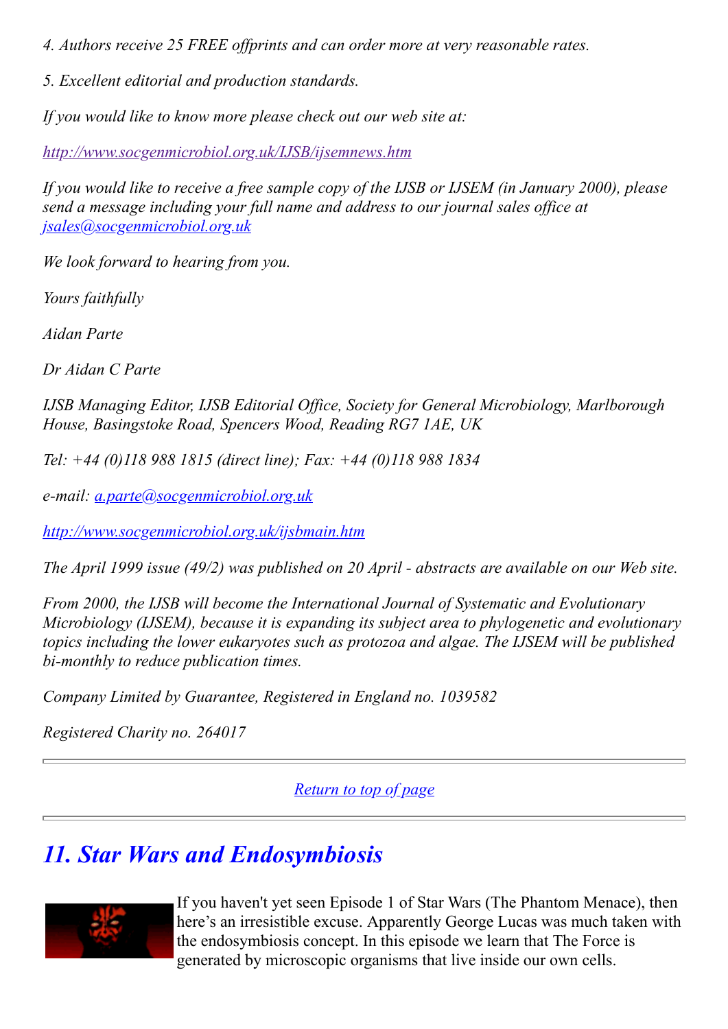*4. Authors receive 25 FREE offprints and can order more at very reasonable rates.*

*5. Excellent editorial and production standards.*

*If you would like to know more please check out our web site at:*

*http://www.socgenmicrobiol.org.uk/IJSB/ijsemnews.htm*

*If you would like to receive a free sample copy of the IJSB or IJSEM (in January 2000), please send a message including your full name and address to our journal sales office at jsales@socgenmicrobiol.org.uk*

*We look forward to hearing from you.*

*Yours faithfully*

*Aidan Parte*

*Dr Aidan C Parte*

*IJSB Managing Editor, IJSB Editorial Office, Society for General Microbiology, Marlborough House, Basingstoke Road, Spencers Wood, Reading RG7 1AE, UK*

*Tel: +44 (0)118 988 1815 (direct line); Fax: +44 (0)118 988 1834*

*e-mail: a.parte@socgenmicrobiol.org.uk*

*http://www.socgenmicrobiol.org.uk/ijsbmain.htm*

*The April 1999 issue (49/2) was published on 20 April - abstracts are available on our Web site.*

*From 2000, the IJSB will become the International Journal of Systematic and Evolutionary Microbiology (IJSEM), because it is expanding its subject area to phylogenetic and evolutionary topics including the lower eukaryotes such as protozoa and algae. The IJSEM will be published bi-monthly to reduce publication times.*

*Company Limited by Guarantee, Registered in England no. 1039582*

*Registered Charity no. 264017*

---

Return to top of page

---

## *11. Star Wars and Endosymbiosis*

If you haven't yet seen Episode 1 of Star Wars (The Phantom Menace), then here's an irresistible excuse. Apparently George Lucas was much taken with the endosymbiosis concept. In this episode we learn that The Force is generated by microscopic organisms that live inside our own cells.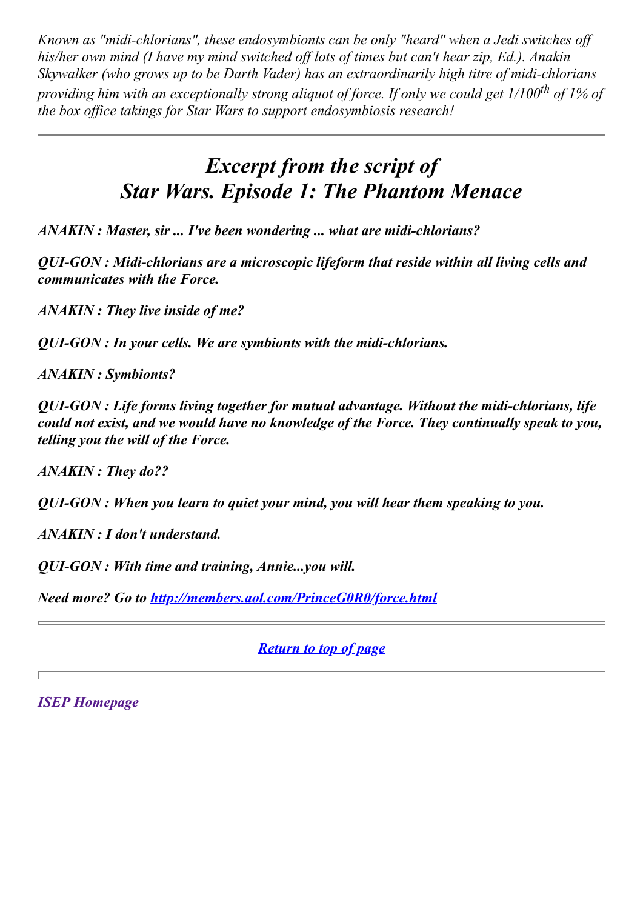*Known as "midi-chlorians", these endosymbionts can be only "heard" when a Jedi switches off his/her own mind (I have my mind switched off lots of times but can't hear zip, Ed.). Anakin Skywalker (who grows up to be Darth Vader) has an extraordinarily high titre of midi-chlorians providing him with an exceptionally strong aliquot of force. If only we could get 1/100$^{th}$ of 1% of the box office takings for Star Wars to support endosymbiosis research!*

---

# *Excerpt from the script of Star Wars. Episode 1: The Phantom Menace*

***ANAKIN : Master, sir ... I've been wondering ... what are midi-chlorians?***

***QUI-GON : Midi-chlorians are a microscopic lifeform that reside within all living cells and communicates with the Force.***

***ANAKIN : They live inside of me?***

***QUI-GON : In your cells. We are symbionts with the midi-chlorians.***

***ANAKIN : Symbionts?***

***QUI-GON : Life forms living together for mutual advantage. Without the midi-chlorians, life could not exist, and we would have no knowledge of the Force. They continually speak to you, telling you the will of the Force.***

***ANAKIN : They do??***

***QUI-GON : When you learn to quiet your mind, you will hear them speaking to you.***

***ANAKIN : I don't understand.***

***QUI-GON : With time and training, Annie...you will.***

***Need more? Go to [http://members.aol.com/PrinceG0R0/force.html](http://members.aol.com/PrinceG0R0/force.html)***

---

***[Return to top of page]()***

---

***[ISEP Homepage]()***